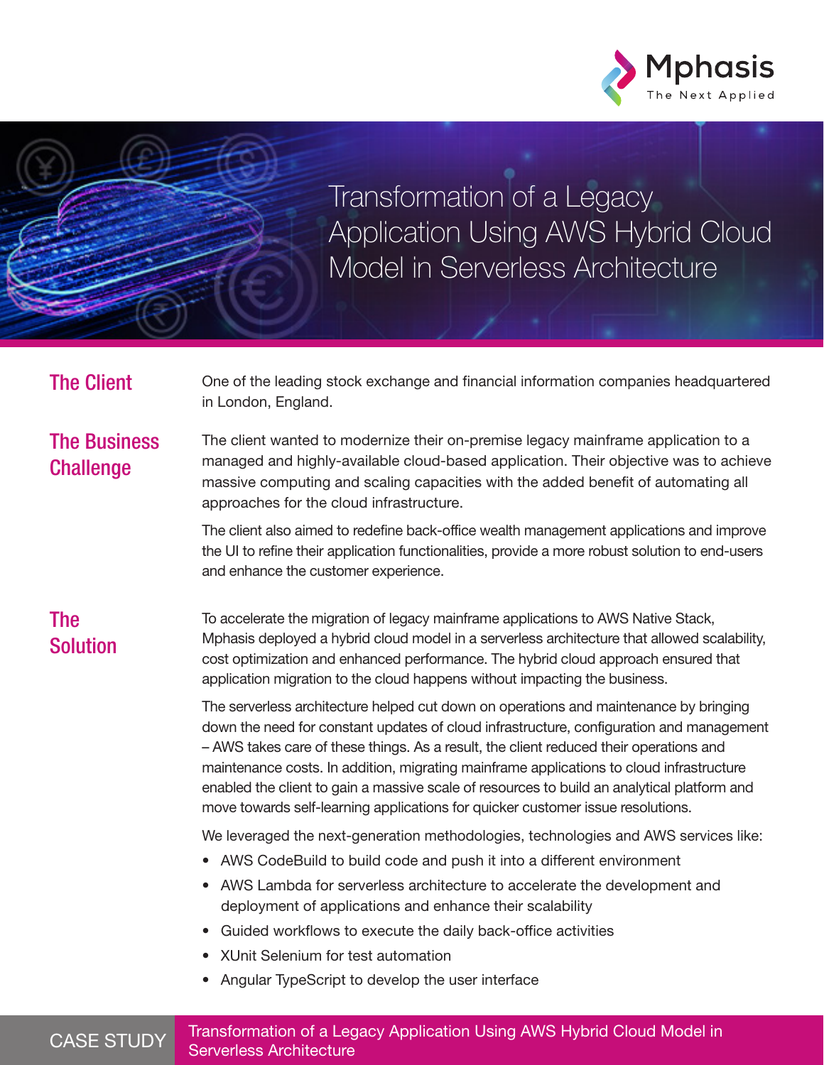Mphasis
The Next Applied

# Transformation of a Legacy Application Using AWS Hybrid Cloud Model in Serverless Architecture

## The Client

One of the leading stock exchange and financial information companies headquartered in London, England.

## The Business Challenge

The client wanted to modernize their on-premise legacy mainframe application to a managed and highly-available cloud-based application. Their objective was to achieve massive computing and scaling capacities with the added benefit of automating all approaches for the cloud infrastructure.

The client also aimed to redefine back-office wealth management applications and improve the UI to refine their application functionalities, provide a more robust solution to end-users and enhance the customer experience.

## The Solution

To accelerate the migration of legacy mainframe applications to AWS Native Stack, Mphasis deployed a hybrid cloud model in a serverless architecture that allowed scalability, cost optimization and enhanced performance. The hybrid cloud approach ensured that application migration to the cloud happens without impacting the business.

The serverless architecture helped cut down on operations and maintenance by bringing down the need for constant updates of cloud infrastructure, configuration and management – AWS takes care of these things. As a result, the client reduced their operations and maintenance costs. In addition, migrating mainframe applications to cloud infrastructure enabled the client to gain a massive scale of resources to build an analytical platform and move towards self-learning applications for quicker customer issue resolutions.

We leveraged the next-generation methodologies, technologies and AWS services like:

- AWS CodeBuild to build code and push it into a different environment
- AWS Lambda for serverless architecture to accelerate the development and deployment of applications and enhance their scalability
- Guided workflows to execute the daily back-office activities
- XUnit Selenium for test automation
- Angular TypeScript to develop the user interface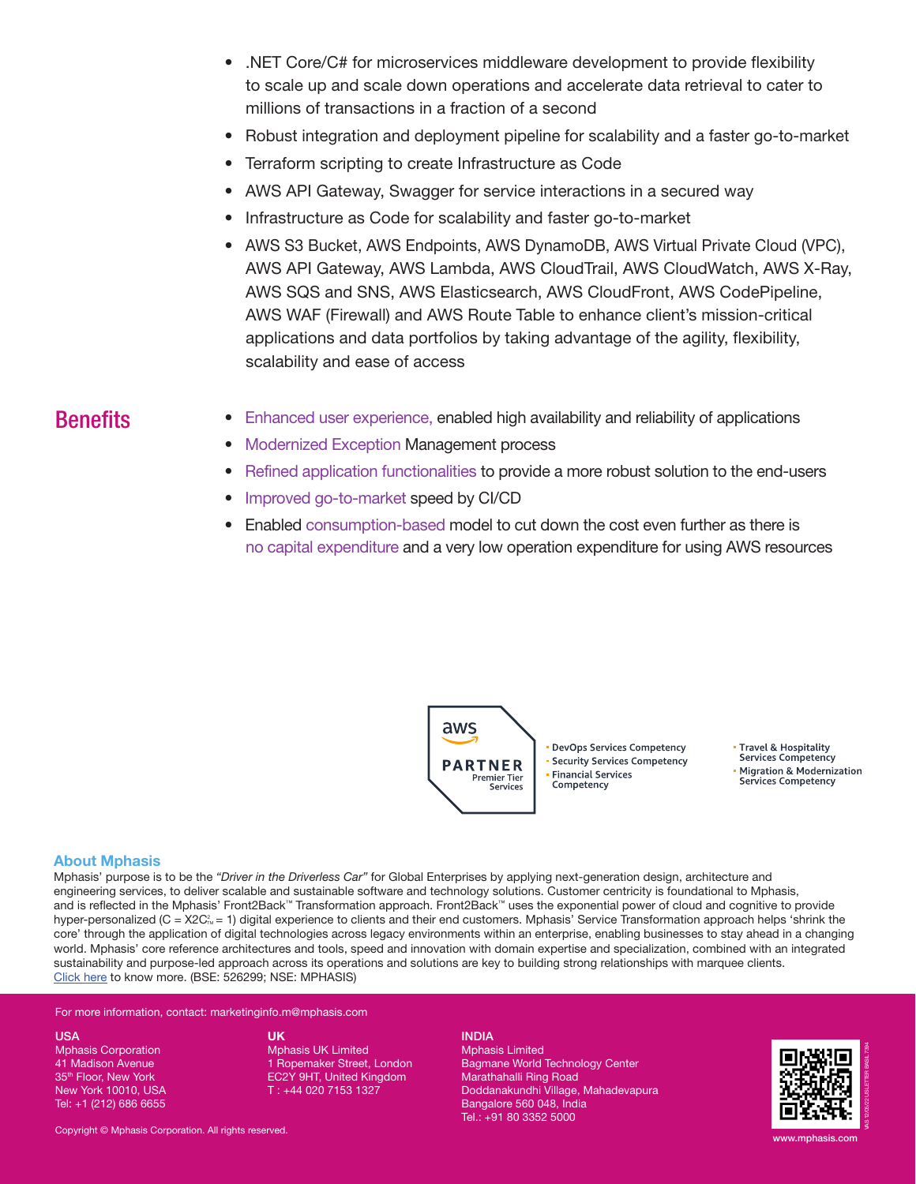- .NET Core/C# for microservices middleware development to provide flexibility to scale up and scale down operations and accelerate data retrieval to cater to millions of transactions in a fraction of a second
- Robust integration and deployment pipeline for scalability and a faster go-to-market
- Terraform scripting to create Infrastructure as Code
- AWS API Gateway, Swagger for service interactions in a secured way
- Infrastructure as Code for scalability and faster go-to-market
- AWS S3 Bucket, AWS Endpoints, AWS DynamoDB, AWS Virtual Private Cloud (VPC), AWS API Gateway, AWS Lambda, AWS CloudTrail, AWS CloudWatch, AWS X-Ray, AWS SQS and SNS, AWS Elasticsearch, AWS CloudFront, AWS CodePipeline, AWS WAF (Firewall) and AWS Route Table to enhance client's mission-critical applications and data portfolios by taking advantage of the agility, flexibility, scalability and ease of access

## Benefits

- Enhanced user experience, enabled high availability and reliability of applications
- Modernized Exception Management process
- Refined application functionalities to provide a more robust solution to the end-users
- Improved go-to-market speed by CI/CD
- Enabled consumption-based model to cut down the cost even further as there is no capital expenditure and a very low operation expenditure for using AWS resources

aws PARTNER Premier Tier Services

- DevOps Services Competency
- Security Services Competency
- Financial Services Competency
- Travel & Hospitality Services Competency
- Migration & Modernization Services Competency

### About Mphasis

Mphasis' purpose is to be the *"Driver in the Driverless Car"* for Global Enterprises by applying next-generation design, architecture and engineering services, to deliver scalable and sustainable software and technology solutions. Customer centricity is foundational to Mphasis, and is reflected in the Mphasis' Front2Back™ Transformation approach. Front2Back™ uses the exponential power of cloud and cognitive to provide hyper-personalized ($C = X2C^2_{TM} = 1$) digital experience to clients and their end customers. Mphasis' Service Transformation approach helps 'shrink the core' through the application of digital technologies across legacy environments within an enterprise, enabling businesses to stay ahead in a changing world. Mphasis' core reference architectures and tools, speed and innovation with domain expertise and specialization, combined with an integrated sustainability and purpose-led approach across its operations and solutions are key to building strong relationships with marquee clients. Click here to know more. (BSE: 526299; NSE: MPHASIS)

For more information, contact: marketinginfo.m@mphasis.com

**USA**
Mphasis Corporation
41 Madison Avenue
35th Floor, New York
New York 10010, USA
Tel: +1 (212) 686 6655

**UK**
Mphasis UK Limited
1 Ropemaker Street, London
EC2Y 9HT, United Kingdom
T : +44 020 7153 1327

**INDIA**
Mphasis Limited
Bagmane World Technology Center
Marathahalli Ring Road
Doddanakundhi Village, Mahadevapura
Bangalore 560 048, India
Tel.: +91 80 3352 5000

Copyright © Mphasis Corporation. All rights reserved.

www.mphasis.com